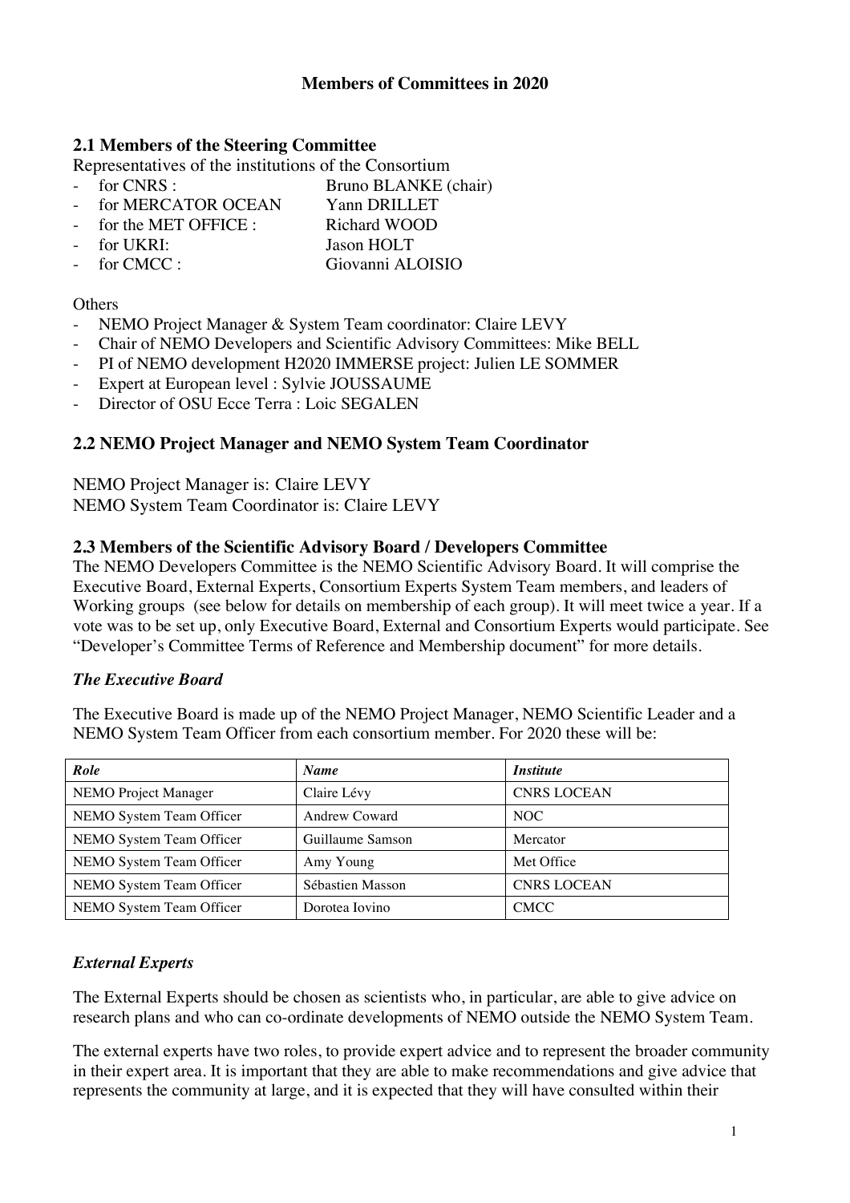# Members of Committees in 2020

## 2.1 Members of the Steering Committee

Representatives of the institutions of the Consortium

- for CNRS : Bruno BLANKE (chair)
- for MERCATOR OCEAN Yann DRILLET
- for the MET OFFICE : Richard WOOD
- for UKRI: Jason HOLT
- for CMCC : Giovanni ALOISIO

Others

- NEMO Project Manager & System Team coordinator: Claire LEVY
- Chair of NEMO Developers and Scientific Advisory Committees: Mike BELL
- PI of NEMO development H2020 IMMERSE project: Julien LE SOMMER
- Expert at European level : Sylvie JOUSSAUME
- Director of OSU Ecce Terra : Loic SEGALEN

## 2.2 NEMO Project Manager and NEMO System Team Coordinator

NEMO Project Manager is: Claire LEVY
NEMO System Team Coordinator is: Claire LEVY

## 2.3 Members of the Scientific Advisory Board / Developers Committee

The NEMO Developers Committee is the NEMO Scientific Advisory Board. It will comprise the Executive Board, External Experts, Consortium Experts System Team members, and leaders of Working groups (see below for details on membership of each group). It will meet twice a year. If a vote was to be set up, only Executive Board, External and Consortium Experts would participate. See "Developer's Committee Terms of Reference and Membership document" for more details.

### *The Executive Board*

The Executive Board is made up of the NEMO Project Manager, NEMO Scientific Leader and a NEMO System Team Officer from each consortium member. For 2020 these will be:

| *Role* | *Name* | *Institute* |
|---|---|---|
| NEMO Project Manager | Claire Lévy | CNRS LOCEAN |
| NEMO System Team Officer | Andrew Coward | NOC |
| NEMO System Team Officer | Guillaume Samson | Mercator |
| NEMO System Team Officer | Amy Young | Met Office |
| NEMO System Team Officer | Sébastien Masson | CNRS LOCEAN |
| NEMO System Team Officer | Dorotea Iovino | CMCC |

### *External Experts*

The External Experts should be chosen as scientists who, in particular, are able to give advice on research plans and who can co-ordinate developments of NEMO outside the NEMO System Team.

The external experts have two roles, to provide expert advice and to represent the broader community in their expert area. It is important that they are able to make recommendations and give advice that represents the community at large, and it is expected that they will have consulted within their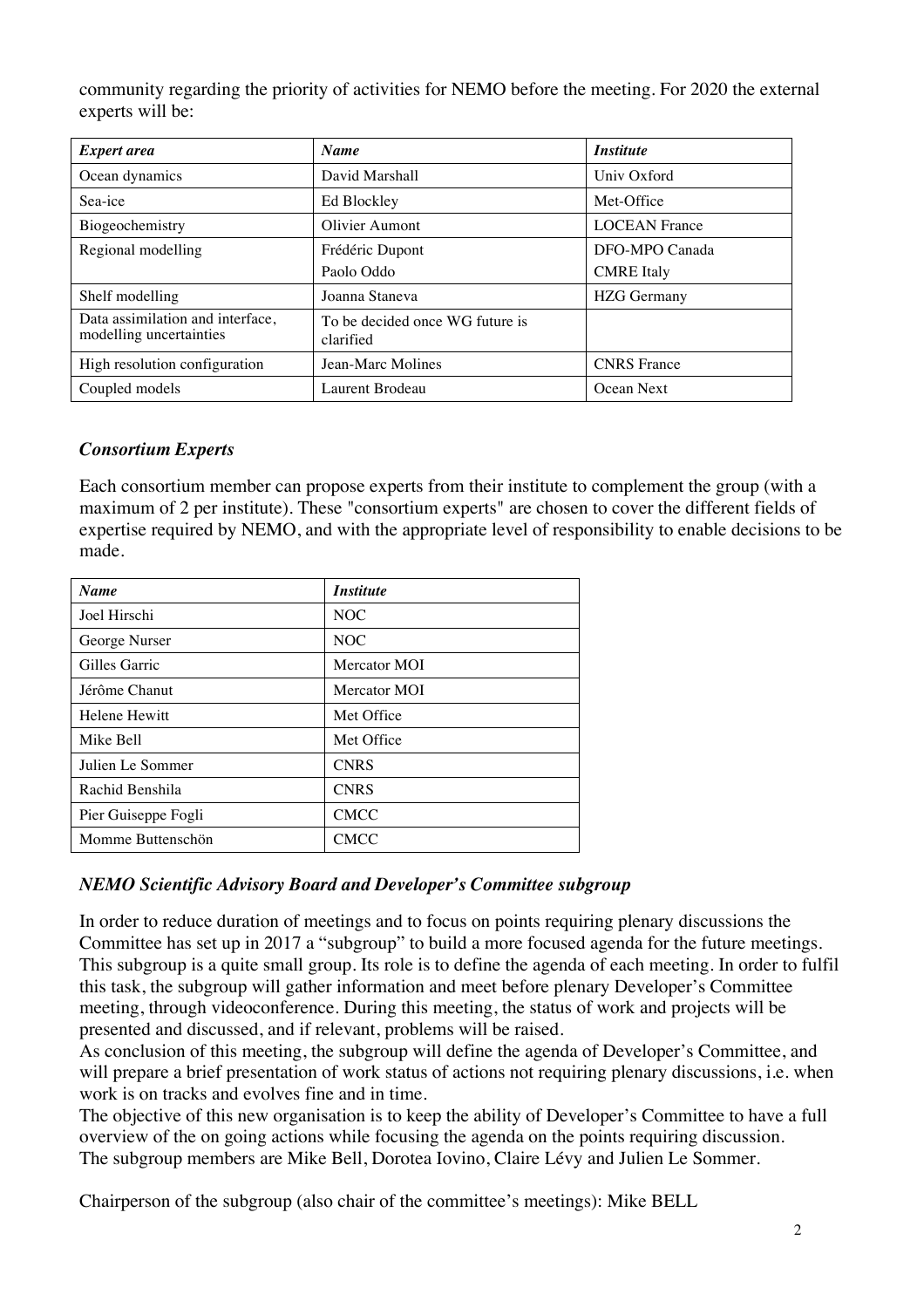community regarding the priority of activities for NEMO before the meeting. For 2020 the external experts will be:

| *Expert area* | *Name* | *Institute* |
|---|---|---|
| Ocean dynamics | David Marshall | Univ Oxford |
| Sea-ice | Ed Blockley | Met-Office |
| Biogeochemistry | Olivier Aumont | LOCEAN France |
| Regional modelling | Frédéric Dupont<br>Paolo Oddo | DFO-MPO Canada<br>CMRE Italy |
| Shelf modelling | Joanna Staneva | HZG Germany |
| Data assimilation and interface, modelling uncertainties | To be decided once WG future is clarified | |
| High resolution configuration | Jean-Marc Molines | CNRS France |
| Coupled models | Laurent Brodeau | Ocean Next |

### *Consortium Experts*

Each consortium member can propose experts from their institute to complement the group (with a maximum of 2 per institute). These "consortium experts" are chosen to cover the different fields of expertise required by NEMO, and with the appropriate level of responsibility to enable decisions to be made.

| *Name* | *Institute* |
|---|---|
| Joel Hirschi | NOC |
| George Nurser | NOC |
| Gilles Garric | Mercator MOI |
| Jérôme Chanut | Mercator MOI |
| Helene Hewitt | Met Office |
| Mike Bell | Met Office |
| Julien Le Sommer | CNRS |
| Rachid Benshila | CNRS |
| Pier Guiseppe Fogli | CMCC |
| Momme Buttenschön | CMCC |

### *NEMO Scientific Advisory Board and Developer's Committee subgroup*

In order to reduce duration of meetings and to focus on points requiring plenary discussions the Committee has set up in 2017 a "subgroup" to build a more focused agenda for the future meetings. This subgroup is a quite small group. Its role is to define the agenda of each meeting. In order to fulfil this task, the subgroup will gather information and meet before plenary Developer's Committee meeting, through videoconference. During this meeting, the status of work and projects will be presented and discussed, and if relevant, problems will be raised.
As conclusion of this meeting, the subgroup will define the agenda of Developer's Committee, and will prepare a brief presentation of work status of actions not requiring plenary discussions, i.e. when work is on tracks and evolves fine and in time.
The objective of this new organisation is to keep the ability of Developer's Committee to have a full overview of the on going actions while focusing the agenda on the points requiring discussion.
The subgroup members are Mike Bell, Dorotea Iovino, Claire Lévy and Julien Le Sommer.

Chairperson of the subgroup (also chair of the committee's meetings): Mike BELL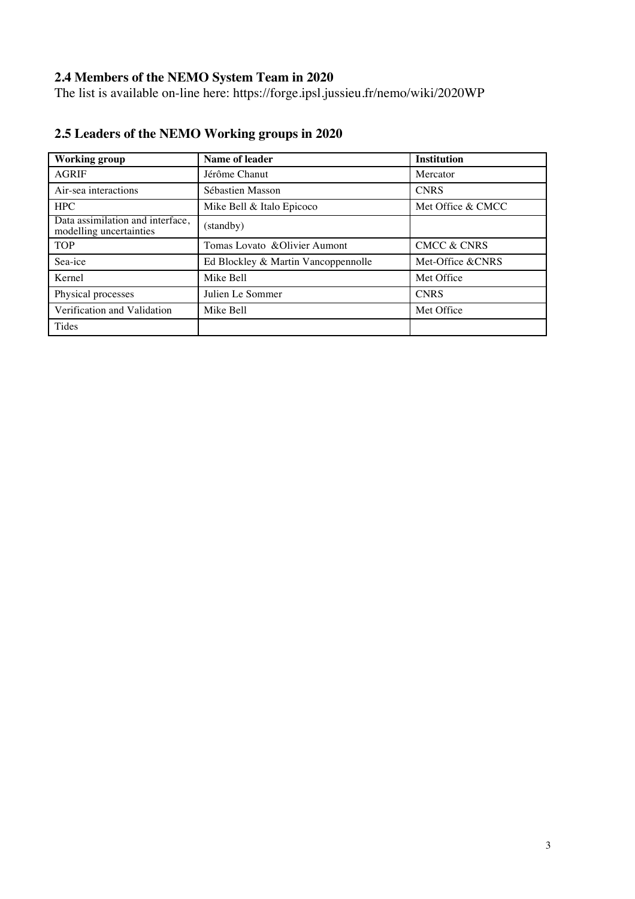## 2.4 Members of the NEMO System Team in 2020

The list is available on-line here: https://forge.ipsl.jussieu.fr/nemo/wiki/2020WP

## 2.5 Leaders of the NEMO Working groups in 2020

| Working group | Name of leader | Institution |
|---|---|---|
| AGRIF | Jérôme Chanut | Mercator |
| Air-sea interactions | Sébastien Masson | CNRS |
| HPC | Mike Bell & Italo Epicoco | Met Office & CMCC |
| Data assimilation and interface, modelling uncertainties | (standby) | |
| TOP | Tomas Lovato &Olivier Aumont | CMCC & CNRS |
| Sea-ice | Ed Blockley & Martin Vancoppennolle | Met-Office &CNRS |
| Kernel | Mike Bell | Met Office |
| Physical processes | Julien Le Sommer | CNRS |
| Verification and Validation | Mike Bell | Met Office |
| Tides | | |